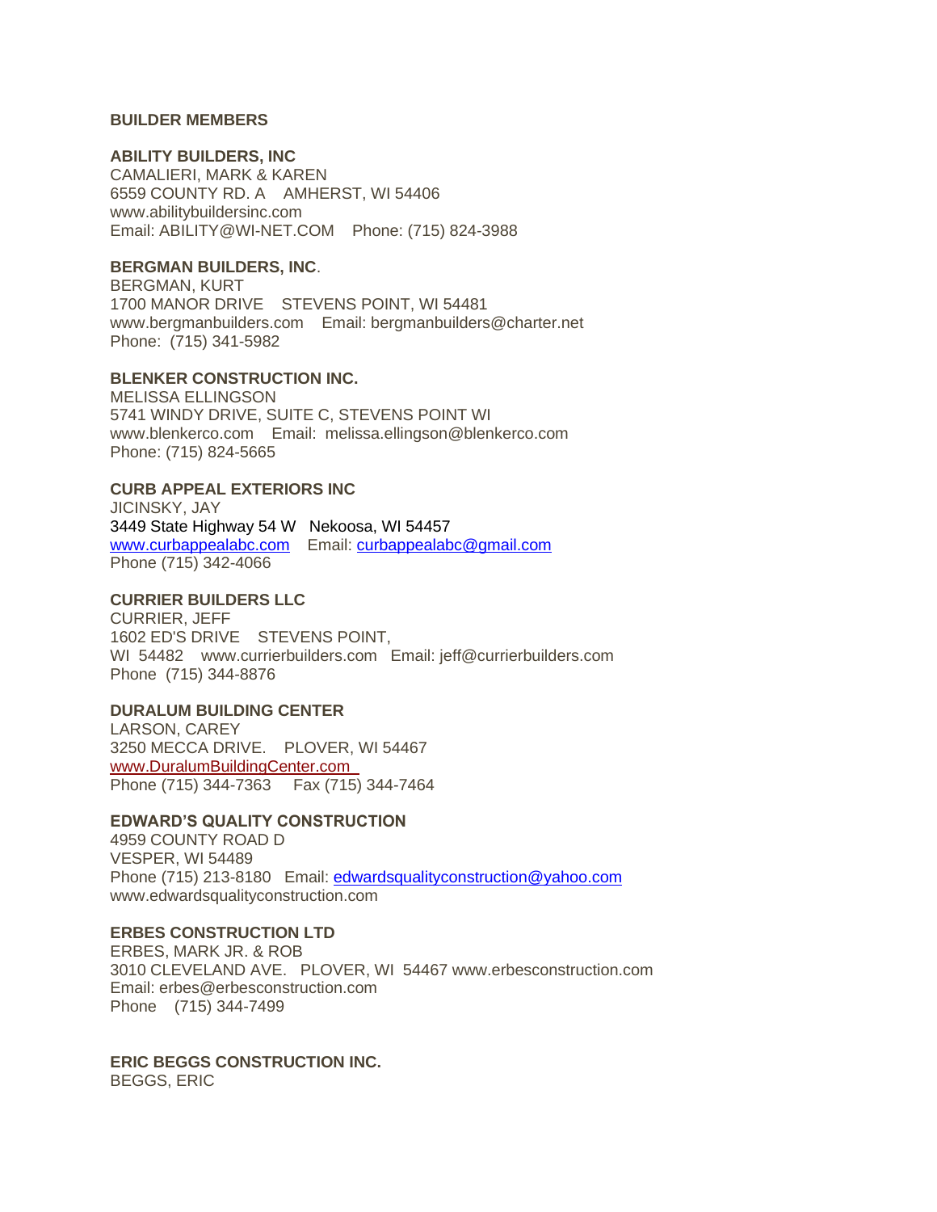## BUILDER MEMBERS

**ABILITY BUILDERS, INC**
CAMALIERI, MARK & KAREN
6559 COUNTY RD. A AMHERST, WI 54406
www.abilitybuildersinc.com
Email: ABILITY@WI-NET.COM Phone: (715) 824-3988

**BERGMAN BUILDERS, INC**.
BERGMAN, KURT
1700 MANOR DRIVE STEVENS POINT, WI 54481
www.bergmanbuilders.com Email: bergmanbuilders@charter.net
Phone: (715) 341-5982

**BLENKER CONSTRUCTION INC.**
MELISSA ELLINGSON
5741 WINDY DRIVE, SUITE C, STEVENS POINT WI
www.blenkerco.com Email: melissa.ellingson@blenkerco.com
Phone: (715) 824-5665

**CURB APPEAL EXTERIORS INC**
JICINSKY, JAY
3449 State Highway 54 W Nekoosa, WI 54457
www.curbappealabc.com Email: curbappealabc@gmail.com
Phone (715) 342-4066

**CURRIER BUILDERS LLC**
CURRIER, JEFF
1602 ED'S DRIVE STEVENS POINT,
WI 54482 www.currierbuilders.com Email: jeff@currierbuilders.com
Phone (715) 344-8876

**DURALUM BUILDING CENTER**
LARSON, CAREY
3250 MECCA DRIVE. PLOVER, WI 54467
www.DuralumBuildingCenter.com
Phone (715) 344-7363 Fax (715) 344-7464

**EDWARD'S QUALITY CONSTRUCTION**
4959 COUNTY ROAD D
VESPER, WI 54489
Phone (715) 213-8180 Email: edwardsqualityconstruction@yahoo.com
www.edwardsqualityconstruction.com

**ERBES CONSTRUCTION LTD**
ERBES, MARK JR. & ROB
3010 CLEVELAND AVE. PLOVER, WI 54467 www.erbesconstruction.com
Email: erbes@erbesconstruction.com
Phone (715) 344-7499

**ERIC BEGGS CONSTRUCTION INC.**
BEGGS, ERIC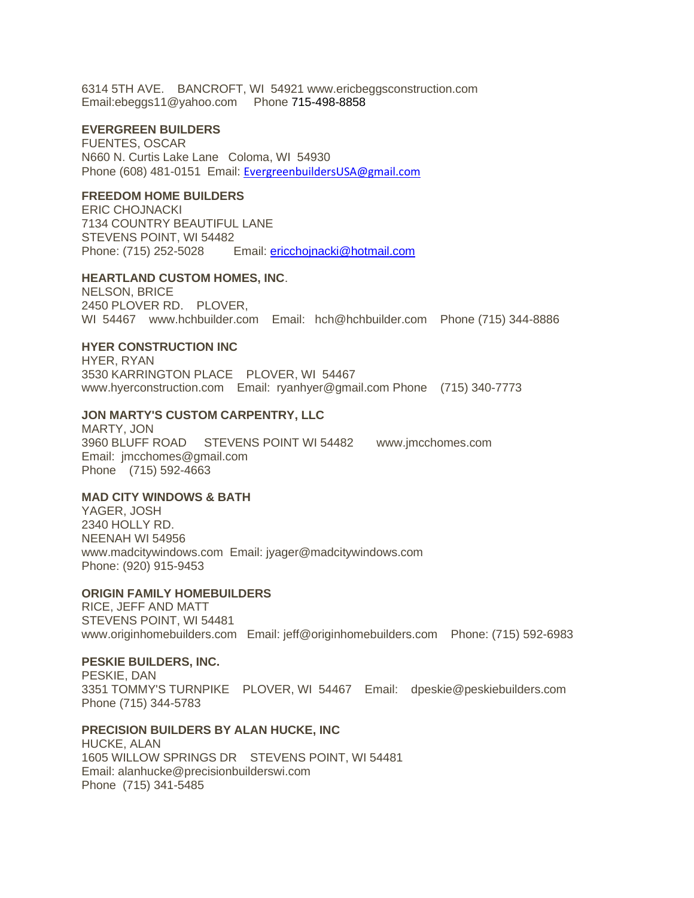6314 5TH AVE.  BANCROFT, WI 54921 www.ericbeggsconstruction.com
Email:ebeggs11@yahoo.com  Phone 715-498-8858

**EVERGREEN BUILDERS**
FUENTES, OSCAR
N660 N. Curtis Lake Lane  Coloma, WI 54930
Phone (608) 481-0151 Email: EvergreenbuildersUSA@gmail.com

**FREEDOM HOME BUILDERS**
ERIC CHOJNACKI
7134 COUNTRY BEAUTIFUL LANE
STEVENS POINT, WI 54482
Phone: (715) 252-5028  Email: ericchojnacki@hotmail.com

**HEARTLAND CUSTOM HOMES, INC**.
NELSON, BRICE
2450 PLOVER RD.  PLOVER,
WI 54467  www.hchbuilder.com  Email: hch@hchbuilder.com  Phone (715) 344-8886

**HYER CONSTRUCTION INC**
HYER, RYAN
3530 KARRINGTON PLACE  PLOVER, WI 54467
www.hyerconstruction.com  Email: ryanhyer@gmail.com Phone  (715) 340-7773

**JON MARTY'S CUSTOM CARPENTRY, LLC**
MARTY, JON
3960 BLUFF ROAD  STEVENS POINT WI 54482  www.jmcchomes.com
Email: jmcchomes@gmail.com
Phone  (715) 592-4663

**MAD CITY WINDOWS & BATH**
YAGER, JOSH
2340 HOLLY RD.
NEENAH WI 54956
www.madcitywindows.com Email: jyager@madcitywindows.com
Phone: (920) 915-9453

**ORIGIN FAMILY HOMEBUILDERS**
RICE, JEFF AND MATT
STEVENS POINT, WI 54481
www.originhomebuilders.com  Email: jeff@originhomebuilders.com  Phone: (715) 592-6983

**PESKIE BUILDERS, INC.**
PESKIE, DAN
3351 TOMMY'S TURNPIKE  PLOVER, WI 54467  Email:  dpeskie@peskiebuilders.com
Phone (715) 344-5783

**PRECISION BUILDERS BY ALAN HUCKE, INC**
HUCKE, ALAN
1605 WILLOW SPRINGS DR  STEVENS POINT, WI 54481
Email: alanhucke@precisionbuilderswi.com
Phone (715) 341-5485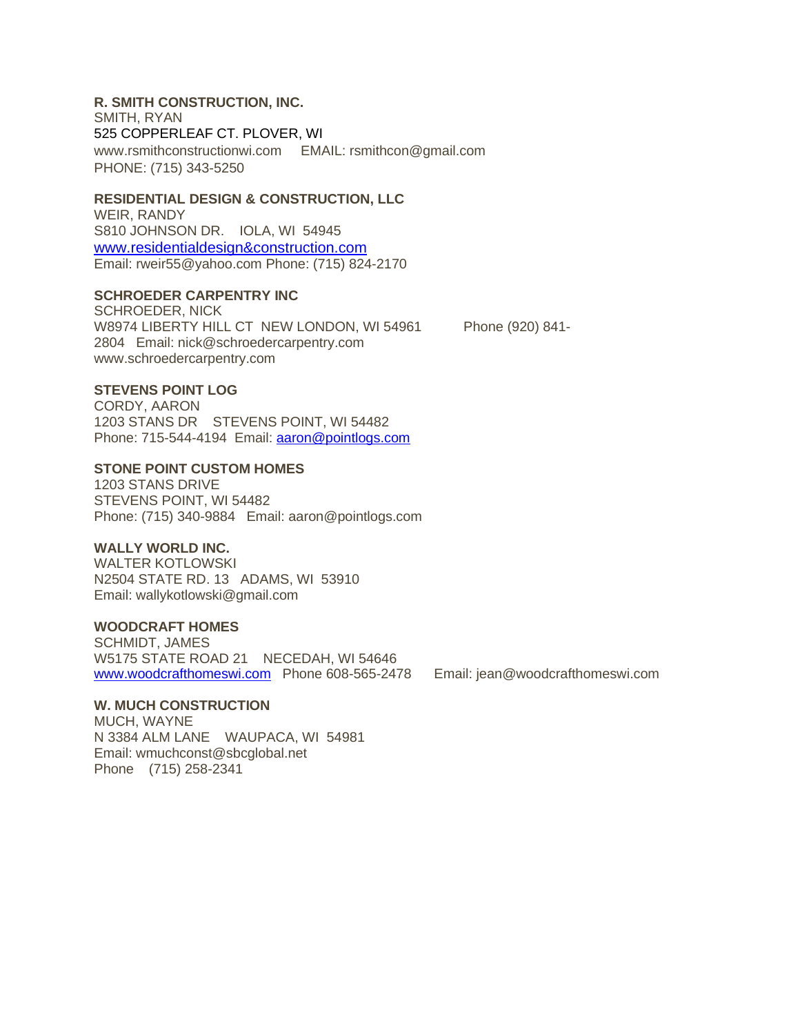**R. SMITH CONSTRUCTION, INC.**
SMITH, RYAN
525 COPPERLEAF CT. PLOVER, WI
www.rsmithconstructionwi.com EMAIL: rsmithcon@gmail.com
PHONE: (715) 343-5250

**RESIDENTIAL DESIGN & CONSTRUCTION, LLC**
WEIR, RANDY
S810 JOHNSON DR. IOLA, WI 54945
www.residentialdesign&construction.com
Email: rweir55@yahoo.com Phone: (715) 824-2170

**SCHROEDER CARPENTRY INC**
SCHROEDER, NICK
W8974 LIBERTY HILL CT NEW LONDON, WI 54961 Phone (920) 841-2804 Email: nick@schroedercarpentry.com
www.schroedercarpentry.com

**STEVENS POINT LOG**
CORDY, AARON
1203 STANS DR STEVENS POINT, WI 54482
Phone: 715-544-4194 Email: aaron@pointlogs.com

**STONE POINT CUSTOM HOMES**
1203 STANS DRIVE
STEVENS POINT, WI 54482
Phone: (715) 340-9884 Email: aaron@pointlogs.com

**WALLY WORLD INC.**
WALTER KOTLOWSKI
N2504 STATE RD. 13 ADAMS, WI 53910
Email: wallykotlowski@gmail.com

**WOODCRAFT HOMES**
SCHMIDT, JAMES
W5175 STATE ROAD 21 NECEDAH, WI 54646
www.woodcrafthomeswi.com Phone 608-565-2478 Email: jean@woodcrafthomeswi.com

**W. MUCH CONSTRUCTION**
MUCH, WAYNE
N 3384 ALM LANE WAUPACA, WI 54981
Email: wmuchconst@sbcglobal.net
Phone (715) 258-2341